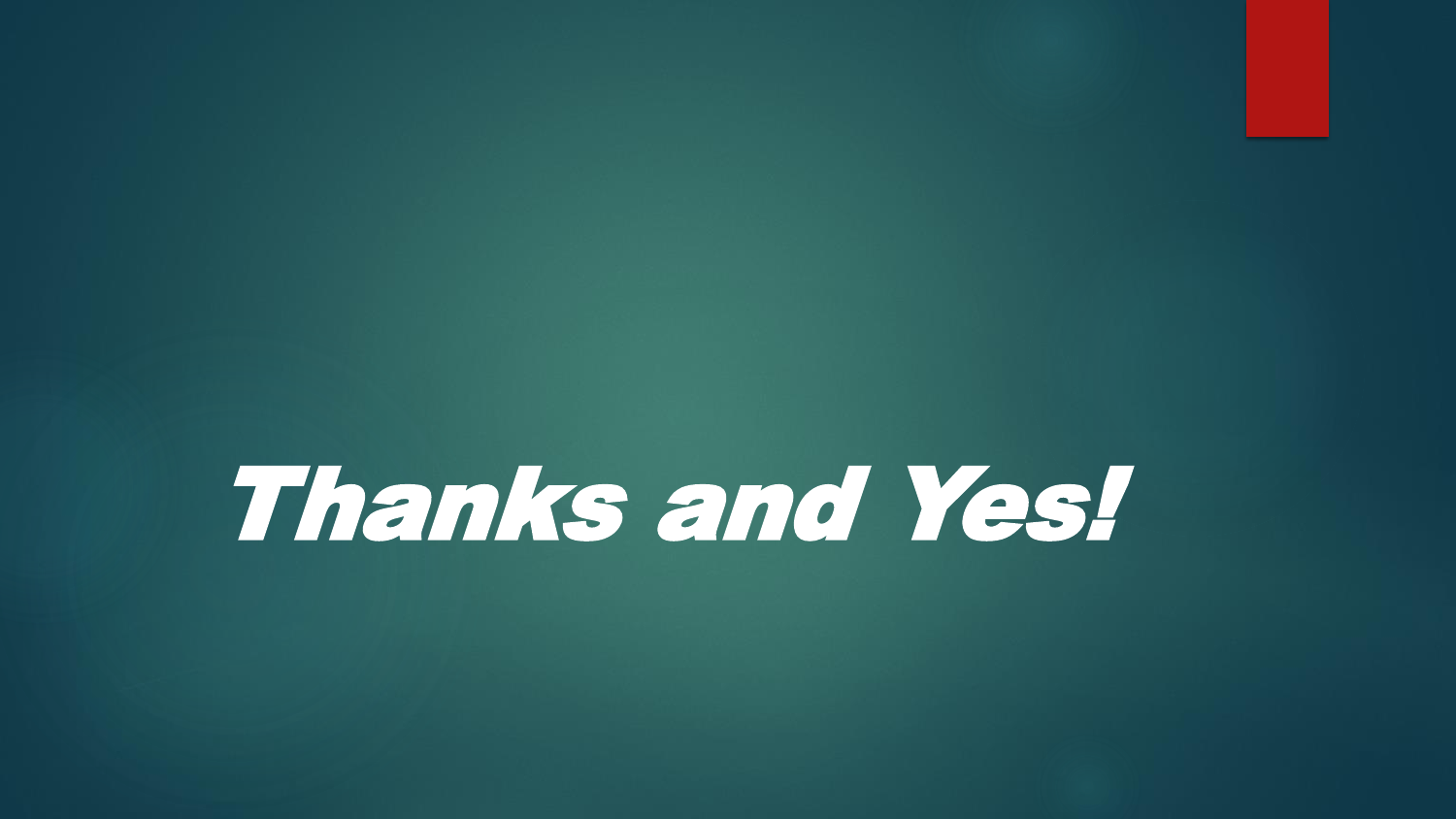# *Thanks and Yes!*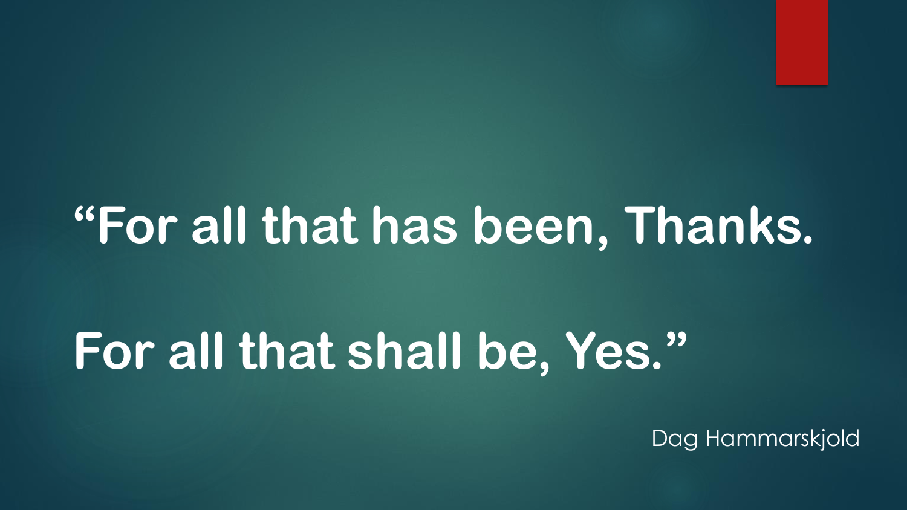# "For all that has been, Thanks.

# For all that shall be, Yes."

Dag Hammarskjold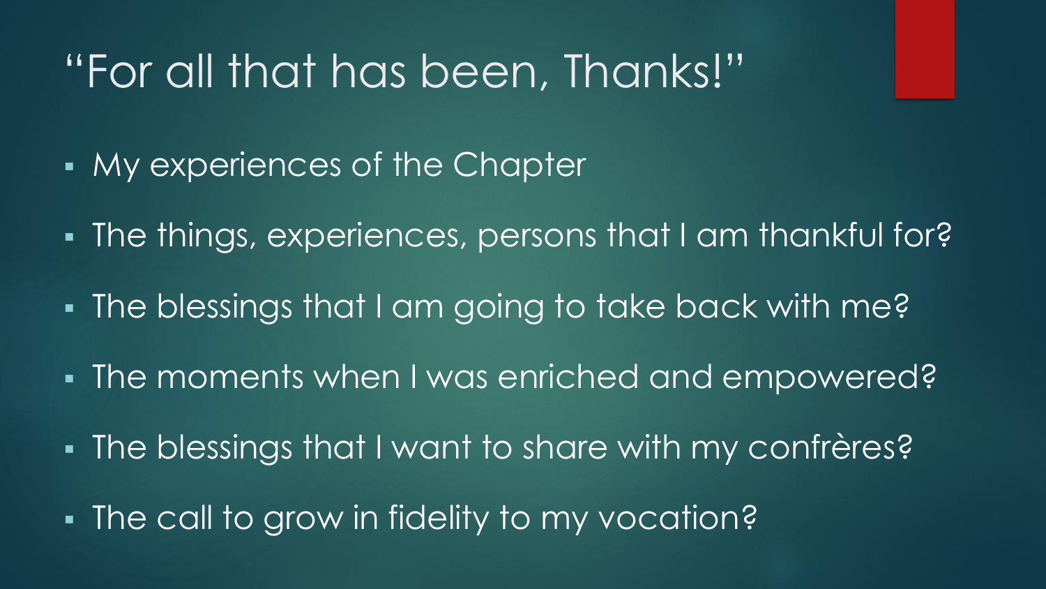# "For all that has been, Thanks!"

- My experiences of the Chapter
- The things, experiences, persons that I am thankful for?
- The blessings that I am going to take back with me?
- The moments when I was enriched and empowered?
- The blessings that I want to share with my confrères?
- The call to grow in fidelity to my vocation?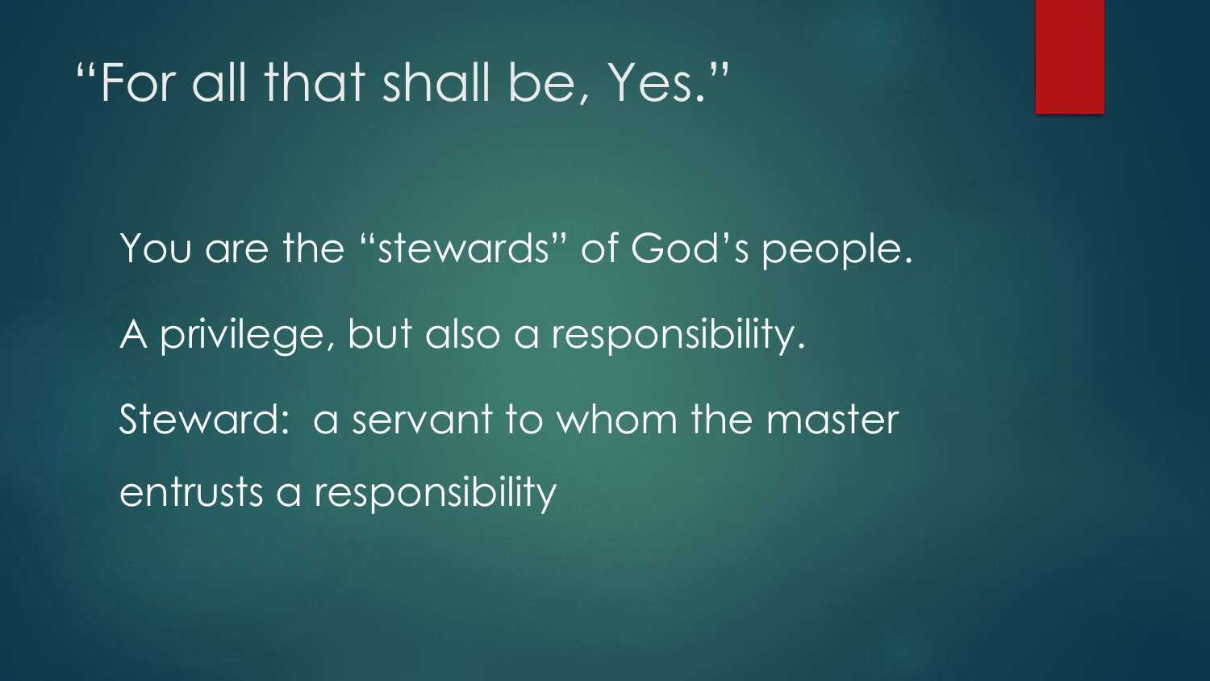# "For all that shall be, Yes."

You are the "stewards" of God's people.

A privilege, but also a responsibility.

Steward: a servant to whom the master entrusts a responsibility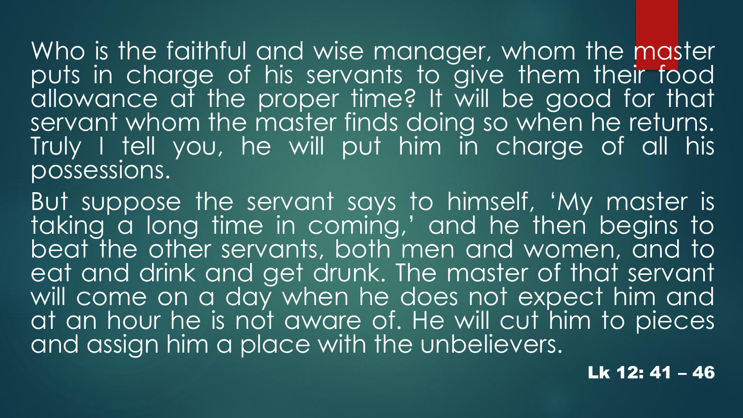Who is the faithful and wise manager, whom the master puts in charge of his servants to give them their food allowance at the proper time? It will be good for that servant whom the master finds doing so when he returns. Truly I tell you, he will put him in charge of all his possessions.

But suppose the servant says to himself, 'My master is taking a long time in coming,' and he then begins to beat the other servants, both men and women, and to eat and drink and get drunk. The master of that servant will come on a day when he does not expect him and at an hour he is not aware of. He will cut him to pieces and assign him a place with the unbelievers.

**Lk 12: 41 – 46**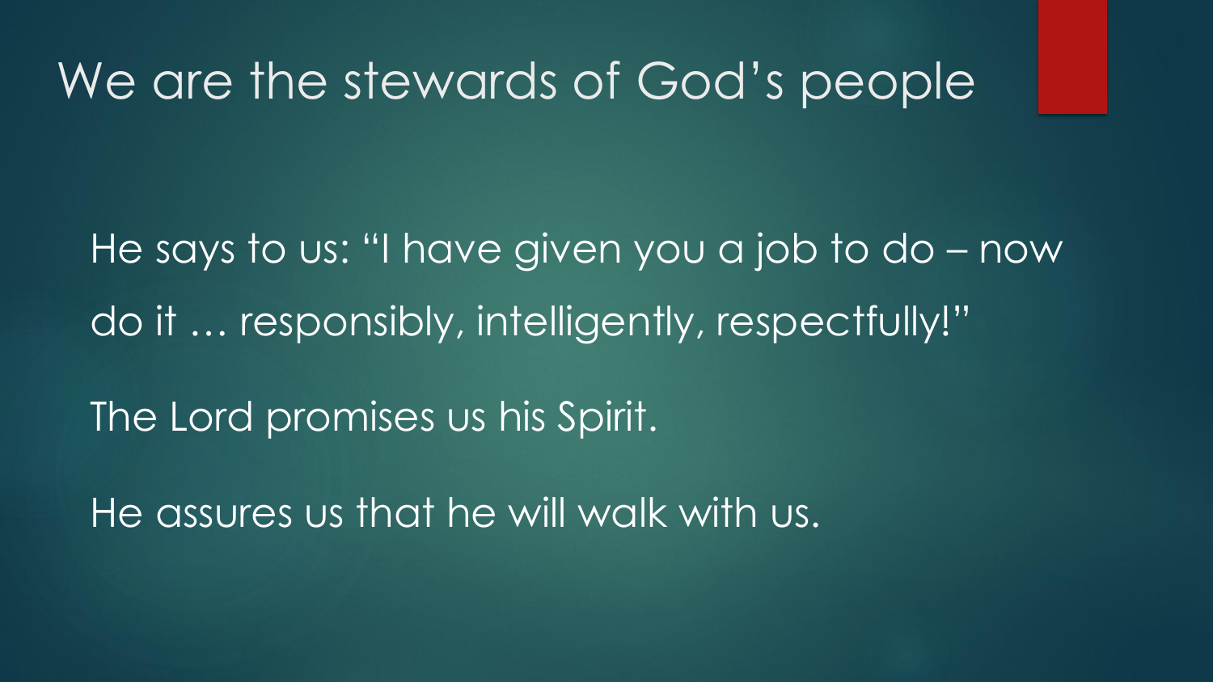# We are the stewards of God's people

He says to us: "I have given you a job to do – now do it … responsibly, intelligently, respectfully!"

The Lord promises us his Spirit.

He assures us that he will walk with us.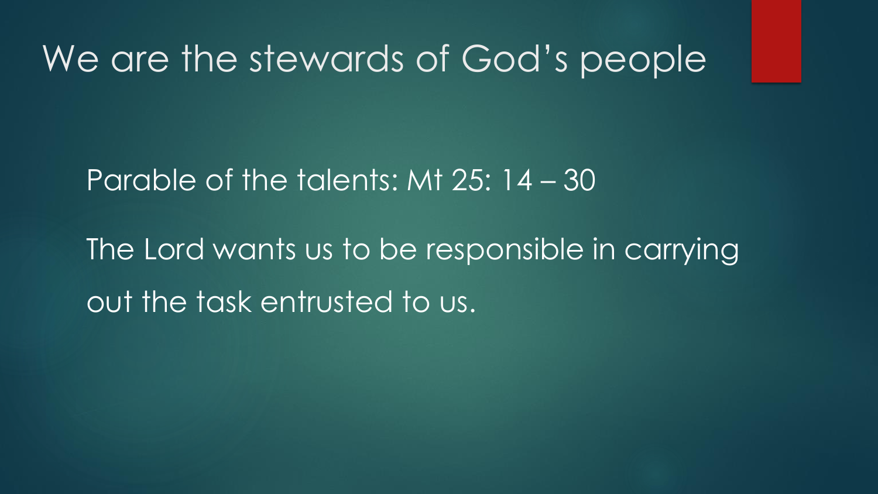# We are the stewards of God's people

- Parable of the talents: Mt 25: 14 – 30
- The Lord wants us to be responsible in carrying out the task entrusted to us.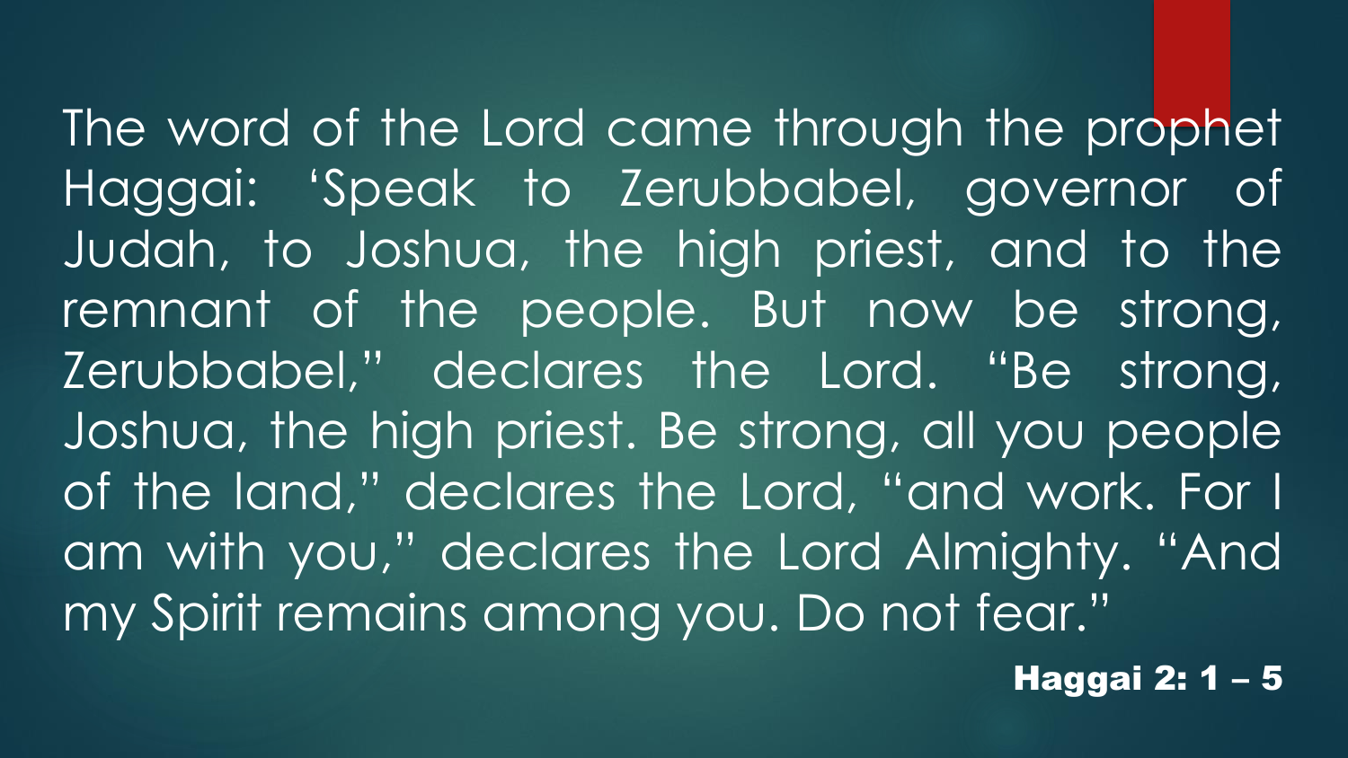The word of the Lord came through the prophet Haggai: 'Speak to Zerubbabel, governor of Judah, to Joshua, the high priest, and to the remnant of the people. But now be strong, Zerubbabel," declares the Lord. "Be strong, Joshua, the high priest. Be strong, all you people of the land," declares the Lord, "and work. For I am with you," declares the Lord Almighty. "And my Spirit remains among you. Do not fear."

**Haggai 2: 1 – 5**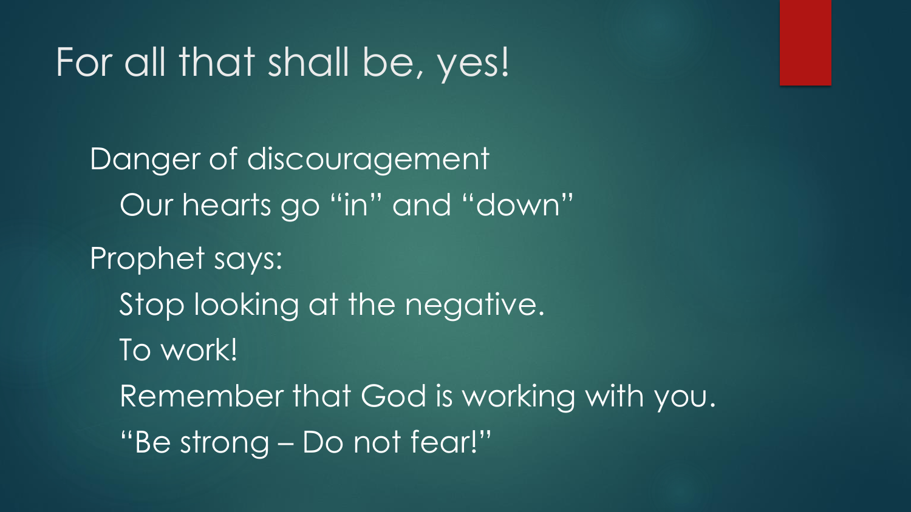# For all that shall be, yes!

- Danger of discouragement
  - Our hearts go “in” and “down”
- Prophet says:
  - Stop looking at the negative.
  - To work!
  - Remember that God is working with you.
  - “Be strong – Do not fear!”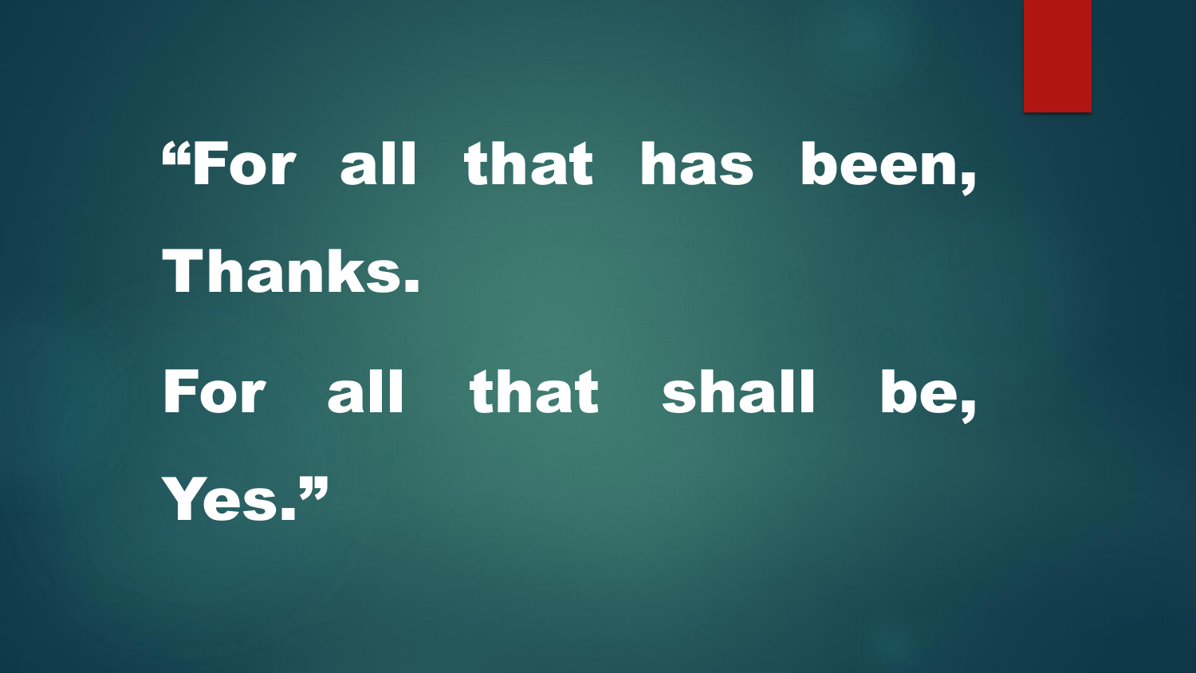**“For all that has been,**

**Thanks.**

**For all that shall be,**

**Yes.”**